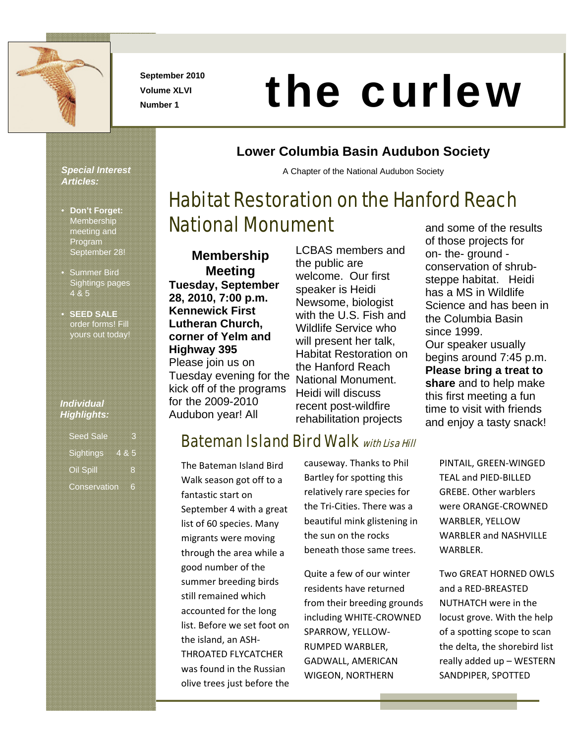September 2010
Volume XLVI
Number 1

# the curlew

## Lower Columbia Basin Audubon Society

A Chapter of the National Audubon Society

***Special Interest Articles:***

- **Don't Forget:** Membership meeting and Program September 28!
- Summer Bird Sightings pages 4 & 5
- **SEED SALE** order forms! Fill yours out today!

***Individual Highlights:***

| | |
|---|---|
| Seed Sale | 3 |
| Sightings | 4 & 5 |
| Oil Spill | 8 |
| Conservation | 6 |

## Habitat Restoration on the Hanford Reach National Monument

### Membership Meeting

**Tuesday, September 28, 2010, 7:00 p.m. Kennewick First Lutheran Church, corner of Yelm and Highway 395**

Please join us on Tuesday evening for the kick off of the programs for the 2009-2010 Audubon year! All LCBAS members and the public are welcome. Our first speaker is Heidi Newsome, biologist with the U.S. Fish and Wildlife Service who will present her talk, Habitat Restoration on the Hanford Reach National Monument. Heidi will discuss recent post-wildfire rehabilitation projects and some of the results of those projects for on- the- ground - conservation of shrub-steppe habitat. Heidi has a MS in Wildlife Science and has been in the Columbia Basin since 1999.

Our speaker usually begins around 7:45 p.m. **Please bring a treat to share** and to help make this first meeting a fun time to visit with friends and enjoy a tasty snack!

## Bateman Island Bird Walk *with Lisa Hill*

The Bateman Island Bird Walk season got off to a fantastic start on September 4 with a great list of 60 species. Many migrants were moving through the area while a good number of the summer breeding birds still remained which accounted for the long list. Before we set foot on the island, an ASH-THROATED FLYCATCHER was found in the Russian olive trees just before the causeway. Thanks to Phil Bartley for spotting this relatively rare species for the Tri-Cities. There was a beautiful mink glistening in the sun on the rocks beneath those same trees.

Quite a few of our winter residents have returned from their breeding grounds including WHITE-CROWNED SPARROW, YELLOW-RUMPED WARBLER, GADWALL, AMERICAN WIGEON, NORTHERN PINTAIL, GREEN-WINGED TEAL and PIED-BILLED GREBE. Other warblers were ORANGE-CROWNED WARBLER, YELLOW WARBLER and NASHVILLE WARBLER.

Two GREAT HORNED OWLS and a RED-BREASTED NUTHATCH were in the locust grove. With the help of a spotting scope to scan the delta, the shorebird list really added up – WESTERN SANDPIPER, SPOTTED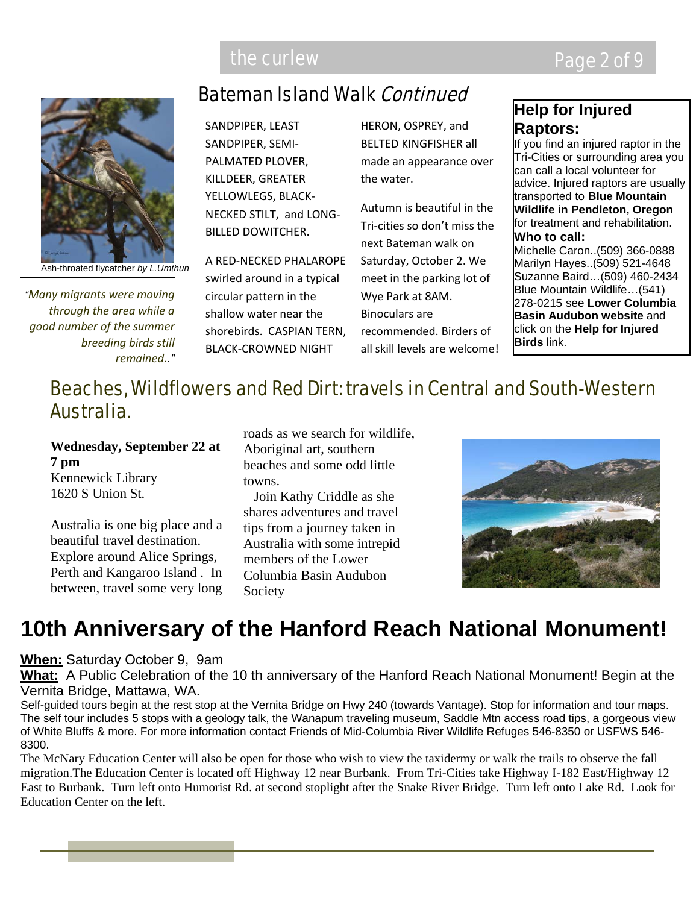## Bateman Island Walk *Continued*

SANDPIPER, LEAST SANDPIPER, SEMI-PALMATED PLOVER, KILLDEER, GREATER YELLOWLEGS, BLACK-NECKED STILT, and LONG-BILLED DOWITCHER.

A RED-NECKED PHALAROPE swirled around in a typical circular pattern in the shallow water near the shorebirds. CASPIAN TERN, BLACK-CROWNED NIGHT HERON, OSPREY, and BELTED KINGFISHER all made an appearance over the water.

Autumn is beautiful in the Tri-cities so don't miss the next Bateman walk on Saturday, October 2. We meet in the parking lot of Wye Park at 8AM. Binoculars are recommended. Birders of all skill levels are welcome!

Ash-throated flycatcher *by L.Umthun*

*"Many migrants were moving through the area while a good number of the summer breeding birds still remained.."*

### Help for Injured Raptors:

If you find an injured raptor in the Tri-Cities or surrounding area you can call a local volunteer for advice. Injured raptors are usually transported to **Blue Mountain Wildlife in Pendleton, Oregon** for treatment and rehabilitation.

**Who to call:**

Michelle Caron..(509) 366-0888
Marilyn Hayes..(509) 521-4648
Suzanne Baird…(509) 460-2434
Blue Mountain Wildlife…(541) 278-0215 see **Lower Columbia Basin Audubon website** and click on the **Help for Injured Birds** link.

## Beaches, Wildflowers and Red Dirt: travels in Central and South-Western Australia.

**Wednesday, September 22 at 7 pm**
Kennewick Library
1620 S Union St.

Australia is one big place and a beautiful travel destination. Explore around Alice Springs, Perth and Kangaroo Island . In between, travel some very long roads as we search for wildlife, Aboriginal art, southern beaches and some odd little towns.

Join Kathy Criddle as she shares adventures and travel tips from a journey taken in Australia with some intrepid members of the Lower Columbia Basin Audubon Society

# 10th Anniversary of the Hanford Reach National Monument!

**When:** Saturday October 9, 9am

**What:** A Public Celebration of the 10 th anniversary of the Hanford Reach National Monument! Begin at the Vernita Bridge, Mattawa, WA.

Self-guided tours begin at the rest stop at the Vernita Bridge on Hwy 240 (towards Vantage). Stop for information and tour maps. The self tour includes 5 stops with a geology talk, the Wanapum traveling museum, Saddle Mtn access road tips, a gorgeous view of White Bluffs & more. For more information contact Friends of Mid-Columbia River Wildlife Refuges 546-8350 or USFWS 546-8300.

The McNary Education Center will also be open for those who wish to view the taxidermy or walk the trails to observe the fall migration.The Education Center is located off Highway 12 near Burbank. From Tri-Cities take Highway I-182 East/Highway 12 East to Burbank. Turn left onto Humorist Rd. at second stoplight after the Snake River Bridge. Turn left onto Lake Rd. Look for Education Center on the left.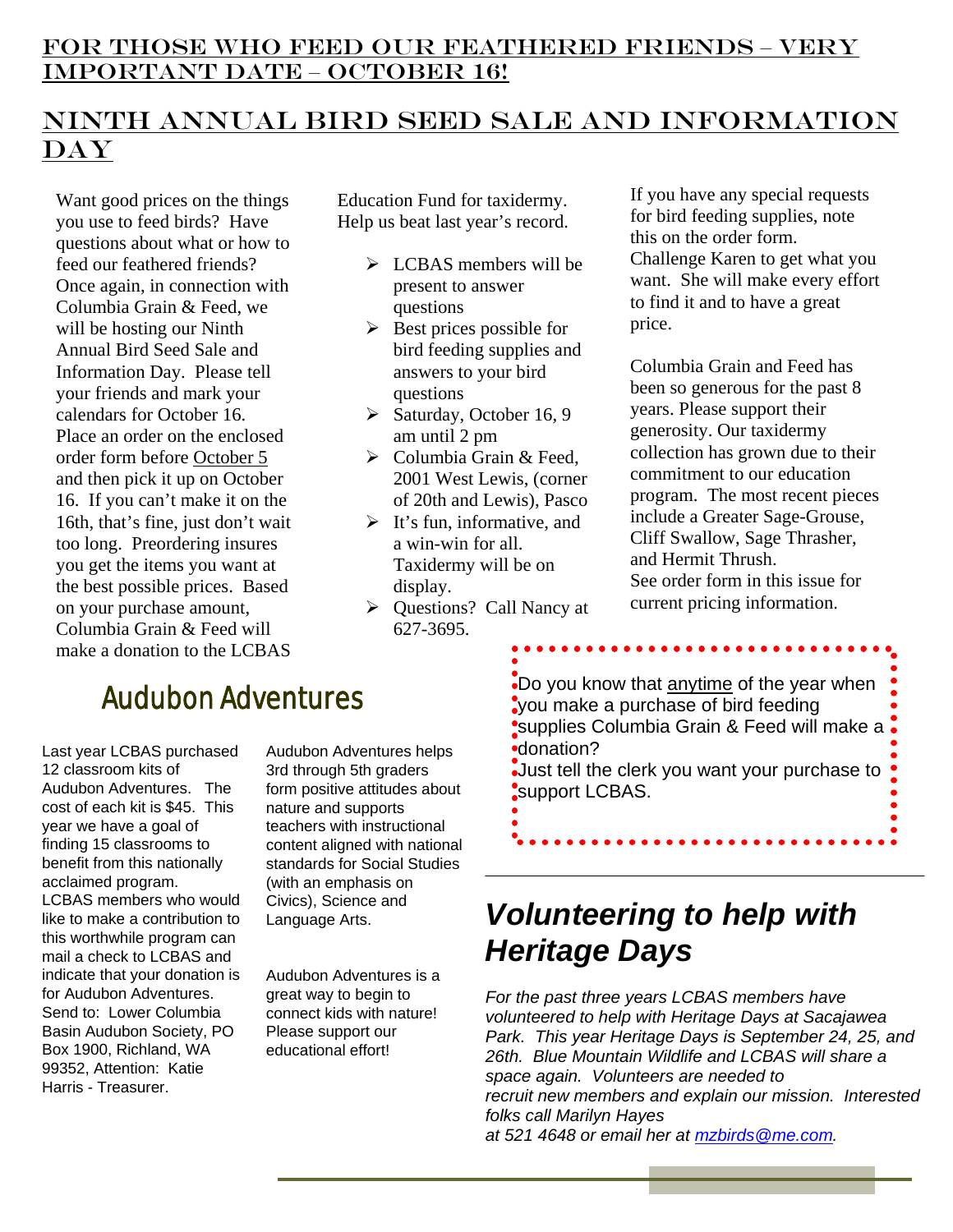## FOR THOSE WHO FEED OUR FEATHERED FRIENDS – VERY IMPORTANT DATE – OCTOBER 16!

## NINTH ANNUAL BIRD SEED SALE AND INFORMATION DAY

Want good prices on the things you use to feed birds? Have questions about what or how to feed our feathered friends? Once again, in connection with Columbia Grain & Feed, we will be hosting our Ninth Annual Bird Seed Sale and Information Day. Please tell your friends and mark your calendars for October 16. Place an order on the enclosed order form before October 5 and then pick it up on October 16. If you can't make it on the 16th, that's fine, just don't wait too long. Preordering insures you get the items you want at the best possible prices. Based on your purchase amount, Columbia Grain & Feed will make a donation to the LCBAS Education Fund for taxidermy. Help us beat last year's record.

- LCBAS members will be present to answer questions
- Best prices possible for bird feeding supplies and answers to your bird questions
- Saturday, October 16, 9 am until 2 pm
- Columbia Grain & Feed, 2001 West Lewis, (corner of 20th and Lewis), Pasco
- It's fun, informative, and a win-win for all. Taxidermy will be on display.
- Questions? Call Nancy at 627-3695.

If you have any special requests for bird feeding supplies, note this on the order form. Challenge Karen to get what you want. She will make every effort to find it and to have a great price.

Columbia Grain and Feed has been so generous for the past 8 years. Please support their generosity. Our taxidermy collection has grown due to their commitment to our education program. The most recent pieces include a Greater Sage-Grouse, Cliff Swallow, Sage Thrasher, and Hermit Thrush.
See order form in this issue for current pricing information.

## Audubon Adventures

Last year LCBAS purchased 12 classroom kits of Audubon Adventures. The cost of each kit is $45. This year we have a goal of finding 15 classrooms to benefit from this nationally acclaimed program. LCBAS members who would like to make a contribution to this worthwhile program can mail a check to LCBAS and indicate that your donation is for Audubon Adventures. Send to: Lower Columbia Basin Audubon Society, PO Box 1900, Richland, WA 99352, Attention: Katie Harris - Treasurer.

Audubon Adventures helps 3rd through 5th graders form positive attitudes about nature and supports teachers with instructional content aligned with national standards for Social Studies (with an emphasis on Civics), Science and Language Arts.

Audubon Adventures is a great way to begin to connect kids with nature! Please support our educational effort!

Do you know that anytime of the year when you make a purchase of bird feeding supplies Columbia Grain & Feed will make a donation?
Just tell the clerk you want your purchase to support LCBAS.

## *Volunteering to help with Heritage Days*

*For the past three years LCBAS members have volunteered to help with Heritage Days at Sacajawea Park. This year Heritage Days is September 24, 25, and 26th. Blue Mountain Wildlife and LCBAS will share a space again. Volunteers are needed to recruit new members and explain our mission. Interested folks call Marilyn Hayes at 521 4648 or email her at mzbirds@me.com.*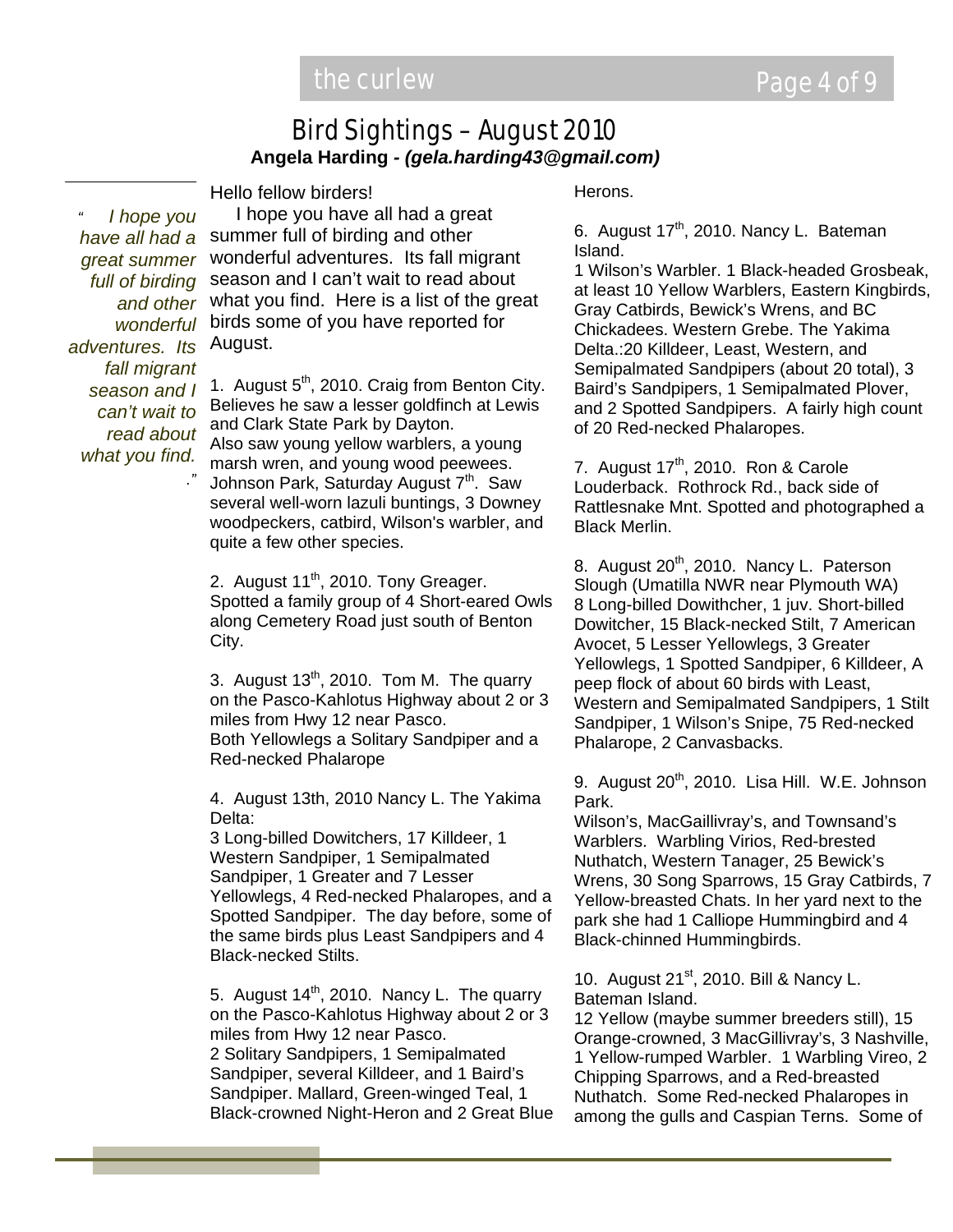# Bird Sightings – August 2010

**Angela Harding - *(gela.harding43@gmail.com)***

*"I hope you have all had a great summer full of birding and other wonderful adventures. Its fall migrant season and I can't wait to read about what you find. ."*

Hello fellow birders!

I hope you have all had a great summer full of birding and other wonderful adventures. Its fall migrant season and I can't wait to read about what you find. Here is a list of the great birds some of you have reported for August.

1. August 5th, 2010. Craig from Benton City. Believes he saw a lesser goldfinch at Lewis and Clark State Park by Dayton. Also saw young yellow warblers, a young marsh wren, and young wood peewees. Johnson Park, Saturday August 7th. Saw several well-worn lazuli buntings, 3 Downey woodpeckers, catbird, Wilson's warbler, and quite a few other species.

2. August 11th, 2010. Tony Greager. Spotted a family group of 4 Short-eared Owls along Cemetery Road just south of Benton City.

3. August 13th, 2010. Tom M. The quarry on the Pasco-Kahlotus Highway about 2 or 3 miles from Hwy 12 near Pasco. Both Yellowlegs a Solitary Sandpiper and a Red-necked Phalarope

4. August 13th, 2010 Nancy L. The Yakima Delta: 3 Long-billed Dowitchers, 17 Killdeer, 1 Western Sandpiper, 1 Semipalmated Sandpiper, 1 Greater and 7 Lesser Yellowlegs, 4 Red-necked Phalaropes, and a Spotted Sandpiper. The day before, some of the same birds plus Least Sandpipers and 4 Black-necked Stilts.

5. August 14th, 2010. Nancy L. The quarry on the Pasco-Kahlotus Highway about 2 or 3 miles from Hwy 12 near Pasco. 2 Solitary Sandpipers, 1 Semipalmated Sandpiper, several Killdeer, and 1 Baird's Sandpiper. Mallard, Green-winged Teal, 1 Black-crowned Night-Heron and 2 Great Blue Herons.

6. August 17th, 2010. Nancy L. Bateman Island. 1 Wilson's Warbler. 1 Black-headed Grosbeak, at least 10 Yellow Warblers, Eastern Kingbirds, Gray Catbirds, Bewick's Wrens, and BC Chickadees. Western Grebe. The Yakima Delta.:20 Killdeer, Least, Western, and Semipalmated Sandpipers (about 20 total), 3 Baird's Sandpipers, 1 Semipalmated Plover, and 2 Spotted Sandpipers. A fairly high count of 20 Red-necked Phalaropes.

7. August 17th, 2010. Ron & Carole Louderback. Rothrock Rd., back side of Rattlesnake Mnt. Spotted and photographed a Black Merlin.

8. August 20th, 2010. Nancy L. Paterson Slough (Umatilla NWR near Plymouth WA) 8 Long-billed Dowithcher, 1 juv. Short-billed Dowitcher, 15 Black-necked Stilt, 7 American Avocet, 5 Lesser Yellowlegs, 3 Greater Yellowlegs, 1 Spotted Sandpiper, 6 Killdeer, A peep flock of about 60 birds with Least, Western and Semipalmated Sandpipers, 1 Stilt Sandpiper, 1 Wilson's Snipe, 75 Red-necked Phalarope, 2 Canvasbacks.

9. August 20th, 2010. Lisa Hill. W.E. Johnson Park. Wilson's, MacGaillivray's, and Townsand's Warblers. Warbling Virios, Red-brested Nuthatch, Western Tanager, 25 Bewick's Wrens, 30 Song Sparrows, 15 Gray Catbirds, 7 Yellow-breasted Chats. In her yard next to the park she had 1 Calliope Hummingbird and 4 Black-chinned Hummingbirds.

10. August 21st, 2010. Bill & Nancy L. Bateman Island. 12 Yellow (maybe summer breeders still), 15 Orange-crowned, 3 MacGillivray's, 3 Nashville, 1 Yellow-rumped Warbler. 1 Warbling Vireo, 2 Chipping Sparrows, and a Red-breasted Nuthatch. Some Red-necked Phalaropes in among the gulls and Caspian Terns. Some of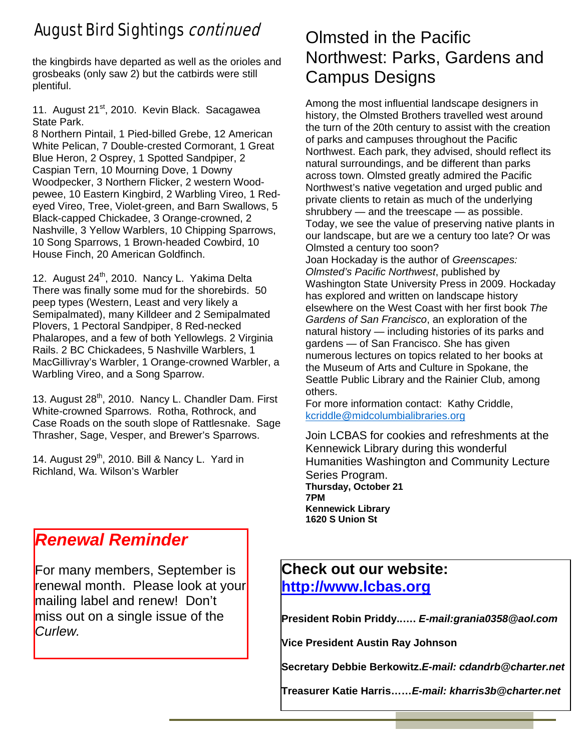## August Bird Sightings *continued*

the kingbirds have departed as well as the orioles and grosbeaks (only saw 2) but the catbirds were still plentiful.

11. August 21st, 2010. Kevin Black. Sacagawea State Park.
8 Northern Pintail, 1 Pied-billed Grebe, 12 American White Pelican, 7 Double-crested Cormorant, 1 Great Blue Heron, 2 Osprey, 1 Spotted Sandpiper, 2 Caspian Tern, 10 Mourning Dove, 1 Downy Woodpecker, 3 Northern Flicker, 2 western Wood-pewee, 10 Eastern Kingbird, 2 Warbling Vireo, 1 Red-eyed Vireo, Tree, Violet-green, and Barn Swallows, 5 Black-capped Chickadee, 3 Orange-crowned, 2 Nashville, 3 Yellow Warblers, 10 Chipping Sparrows, 10 Song Sparrows, 1 Brown-headed Cowbird, 10 House Finch, 20 American Goldfinch.

12. August 24th, 2010. Nancy L. Yakima Delta
There was finally some mud for the shorebirds. 50 peep types (Western, Least and very likely a Semipalmated), many Killdeer and 2 Semipalmated Plovers, 1 Pectoral Sandpiper, 8 Red-necked Phalaropes, and a few of both Yellowlegs. 2 Virginia Rails. 2 BC Chickadees, 5 Nashville Warblers, 1 MacGillivray's Warbler, 1 Orange-crowned Warbler, a Warbling Vireo, and a Song Sparrow.

13. August 28th, 2010. Nancy L. Chandler Dam. First White-crowned Sparrows. Rotha, Rothrock, and Case Roads on the south slope of Rattlesnake. Sage Thrasher, Sage, Vesper, and Brewer's Sparrows.

14. August 29th, 2010. Bill & Nancy L. Yard in Richland, Wa. Wilson's Warbler

## *Renewal Reminder*

For many members, September is renewal month. Please look at your mailing label and renew! Don't miss out on a single issue of the *Curlew.*

## Olmsted in the Pacific Northwest: Parks, Gardens and Campus Designs

Among the most influential landscape designers in history, the Olmsted Brothers travelled west around the turn of the 20th century to assist with the creation of parks and campuses throughout the Pacific Northwest. Each park, they advised, should reflect its natural surroundings, and be different than parks across town. Olmsted greatly admired the Pacific Northwest's native vegetation and urged public and private clients to retain as much of the underlying shrubbery — and the treescape — as possible. Today, we see the value of preserving native plants in our landscape, but are we a century too late? Or was Olmsted a century too soon?

Joan Hockaday is the author of *Greenscapes: Olmsted's Pacific Northwest*, published by Washington State University Press in 2009. Hockaday has explored and written on landscape history elsewhere on the West Coast with her first book *The Gardens of San Francisco*, an exploration of the natural history — including histories of its parks and gardens — of San Francisco. She has given numerous lectures on topics related to her books at the Museum of Arts and Culture in Spokane, the Seattle Public Library and the Rainier Club, among others.

For more information contact: Kathy Criddle, kcriddle@midcolumbialibraries.org

Join LCBAS for cookies and refreshments at the Kennewick Library during this wonderful Humanities Washington and Community Lecture Series Program.

**Thursday, October 21**
**7PM**
**Kennewick Library**
**1620 S Union St**

**Check out our website: http://www.lcbas.org**

**President Robin Priddy…… *E-mail:grania0358@aol.com***

**Vice President Austin Ray Johnson**

**Secretary Debbie Berkowitz.*E-mail: cdandrb@charter.net***

**Treasurer Katie Harris……*E-mail: kharris3b@charter.net***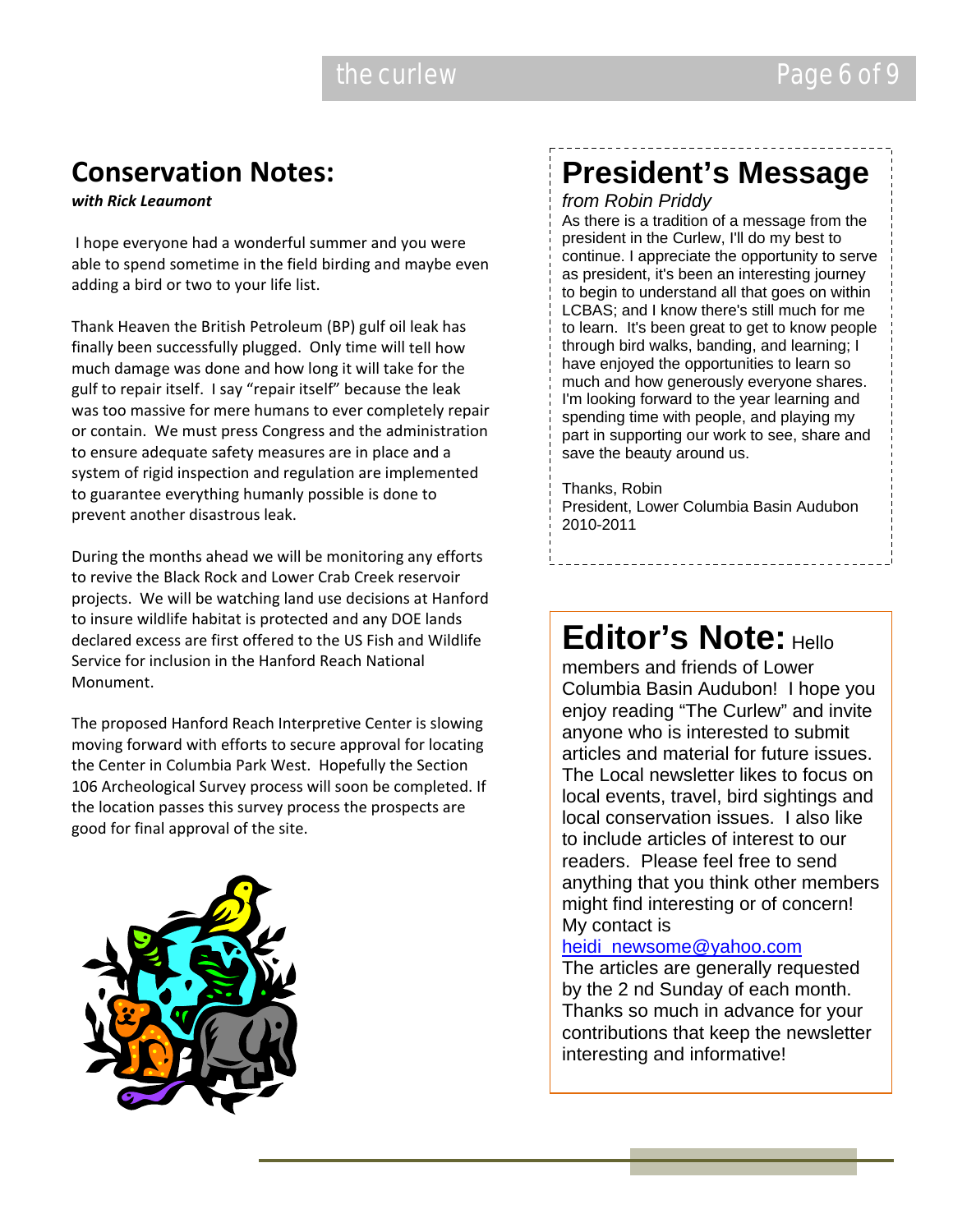## Conservation Notes:

***with Rick Leaumont***

I hope everyone had a wonderful summer and you were able to spend sometime in the field birding and maybe even adding a bird or two to your life list.

Thank Heaven the British Petroleum (BP) gulf oil leak has finally been successfully plugged. Only time will tell how much damage was done and how long it will take for the gulf to repair itself. I say "repair itself" because the leak was too massive for mere humans to ever completely repair or contain. We must press Congress and the administration to ensure adequate safety measures are in place and a system of rigid inspection and regulation are implemented to guarantee everything humanly possible is done to prevent another disastrous leak.

During the months ahead we will be monitoring any efforts to revive the Black Rock and Lower Crab Creek reservoir projects. We will be watching land use decisions at Hanford to insure wildlife habitat is protected and any DOE lands declared excess are first offered to the US Fish and Wildlife Service for inclusion in the Hanford Reach National Monument.

The proposed Hanford Reach Interpretive Center is slowing moving forward with efforts to secure approval for locating the Center in Columbia Park West. Hopefully the Section 106 Archeological Survey process will soon be completed. If the location passes this survey process the prospects are good for final approval of the site.

## President's Message

*from Robin Priddy*

As there is a tradition of a message from the president in the Curlew, I'll do my best to continue. I appreciate the opportunity to serve as president, it's been an interesting journey to begin to understand all that goes on within LCBAS; and I know there's still much for me to learn. It's been great to get to know people through bird walks, banding, and learning; I have enjoyed the opportunities to learn so much and how generously everyone shares. I'm looking forward to the year learning and spending time with people, and playing my part in supporting our work to see, share and save the beauty around us.

Thanks, Robin
President, Lower Columbia Basin Audubon
2010-2011

## Editor's Note:

Hello members and friends of Lower Columbia Basin Audubon! I hope you enjoy reading "The Curlew" and invite anyone who is interested to submit articles and material for future issues. The Local newsletter likes to focus on local events, travel, bird sightings and local conservation issues. I also like to include articles of interest to our readers. Please feel free to send anything that you think other members might find interesting or of concern! My contact is heidi_newsome@yahoo.com

The articles are generally requested by the 2 nd Sunday of each month. Thanks so much in advance for your contributions that keep the newsletter interesting and informative!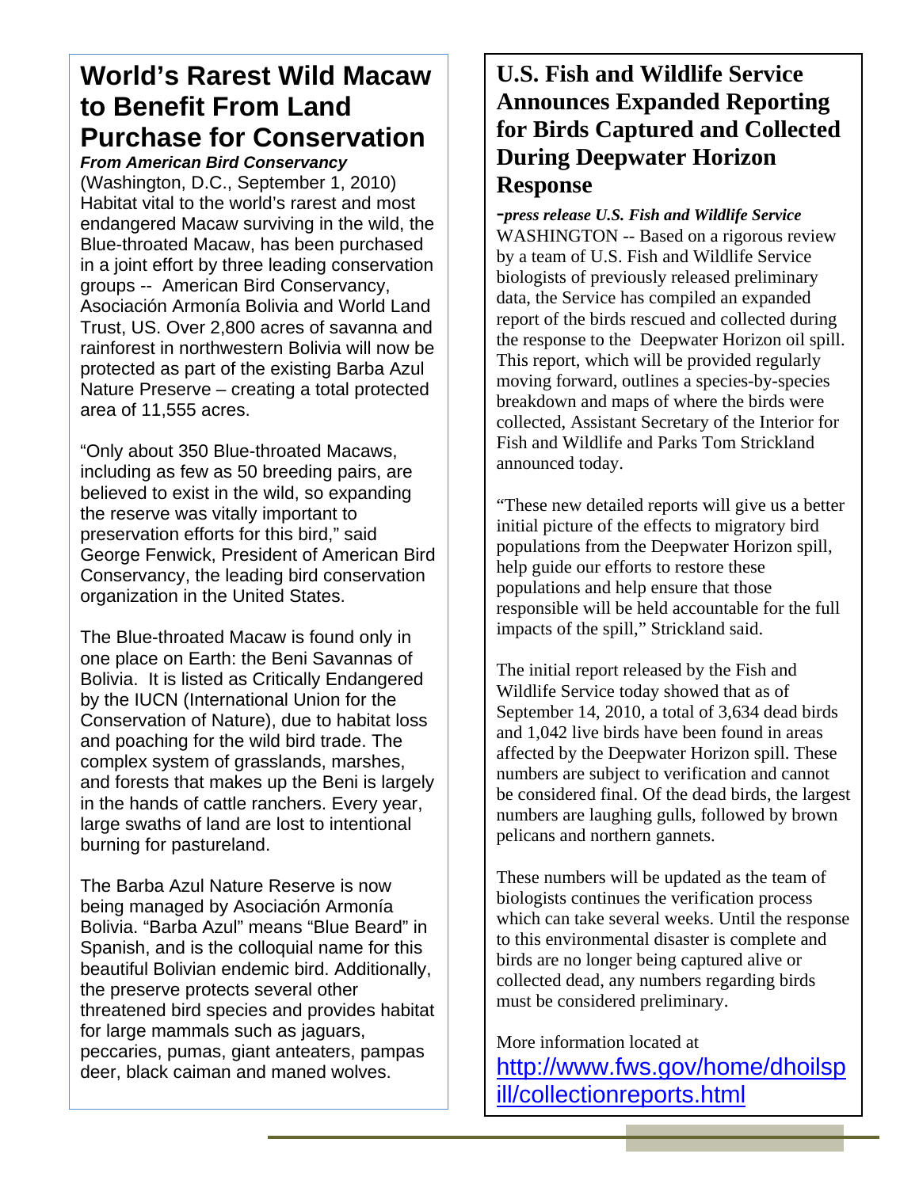# World's Rarest Wild Macaw to Benefit From Land Purchase for Conservation

***From American Bird Conservancy***

(Washington, D.C., September 1, 2010) Habitat vital to the world's rarest and most endangered Macaw surviving in the wild, the Blue-throated Macaw, has been purchased in a joint effort by three leading conservation groups -- American Bird Conservancy, Asociación Armonía Bolivia and World Land Trust, US. Over 2,800 acres of savanna and rainforest in northwestern Bolivia will now be protected as part of the existing Barba Azul Nature Preserve – creating a total protected area of 11,555 acres.

"Only about 350 Blue-throated Macaws, including as few as 50 breeding pairs, are believed to exist in the wild, so expanding the reserve was vitally important to preservation efforts for this bird," said George Fenwick, President of American Bird Conservancy, the leading bird conservation organization in the United States.

The Blue-throated Macaw is found only in one place on Earth: the Beni Savannas of Bolivia. It is listed as Critically Endangered by the IUCN (International Union for the Conservation of Nature), due to habitat loss and poaching for the wild bird trade. The complex system of grasslands, marshes, and forests that makes up the Beni is largely in the hands of cattle ranchers. Every year, large swaths of land are lost to intentional burning for pastureland.

The Barba Azul Nature Reserve is now being managed by Asociación Armonía Bolivia. "Barba Azul" means "Blue Beard" in Spanish, and is the colloquial name for this beautiful Bolivian endemic bird. Additionally, the preserve protects several other threatened bird species and provides habitat for large mammals such as jaguars, peccaries, pumas, giant anteaters, pampas deer, black caiman and maned wolves.

# U.S. Fish and Wildlife Service Announces Expanded Reporting for Birds Captured and Collected During Deepwater Horizon Response

***-press release U.S. Fish and Wildlife Service***

WASHINGTON -- Based on a rigorous review by a team of U.S. Fish and Wildlife Service biologists of previously released preliminary data, the Service has compiled an expanded report of the birds rescued and collected during the response to the Deepwater Horizon oil spill. This report, which will be provided regularly moving forward, outlines a species-by-species breakdown and maps of where the birds were collected, Assistant Secretary of the Interior for Fish and Wildlife and Parks Tom Strickland announced today.

"These new detailed reports will give us a better initial picture of the effects to migratory bird populations from the Deepwater Horizon spill, help guide our efforts to restore these populations and help ensure that those responsible will be held accountable for the full impacts of the spill," Strickland said.

The initial report released by the Fish and Wildlife Service today showed that as of September 14, 2010, a total of 3,634 dead birds and 1,042 live birds have been found in areas affected by the Deepwater Horizon spill. These numbers are subject to verification and cannot be considered final. Of the dead birds, the largest numbers are laughing gulls, followed by brown pelicans and northern gannets.

These numbers will be updated as the team of biologists continues the verification process which can take several weeks. Until the response to this environmental disaster is complete and birds are no longer being captured alive or collected dead, any numbers regarding birds must be considered preliminary.

More information located at http://www.fws.gov/home/dhoilspill/collectionreports.html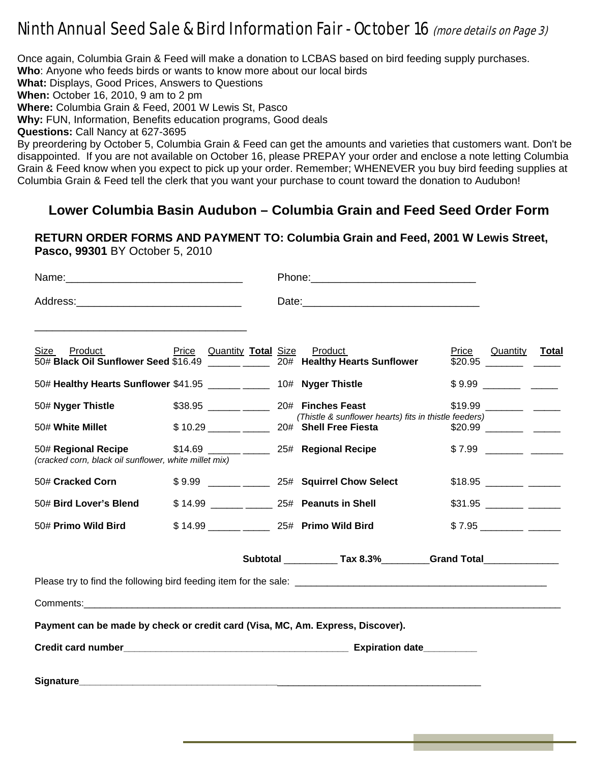# Ninth Annual Seed Sale & Bird Information Fair - October 16 *(more details on Page 3)*

Once again, Columbia Grain & Feed will make a donation to LCBAS based on bird feeding supply purchases.
**Who**: Anyone who feeds birds or wants to know more about our local birds
**What:** Displays, Good Prices, Answers to Questions
**When:** October 16, 2010, 9 am to 2 pm
**Where:** Columbia Grain & Feed, 2001 W Lewis St, Pasco
**Why:** FUN, Information, Benefits education programs, Good deals
**Questions:** Call Nancy at 627-3695
By preordering by October 5, Columbia Grain & Feed can get the amounts and varieties that customers want. Don't be disappointed. If you are not available on October 16, please PREPAY your order and enclose a note letting Columbia Grain & Feed know when you expect to pick up your order. Remember; WHENEVER you buy bird feeding supplies at Columbia Grain & Feed tell the clerk that you want your purchase to count toward the donation to Audubon!

## Lower Columbia Basin Audubon – Columbia Grain and Feed Seed Order Form

**RETURN ORDER FORMS AND PAYMENT TO: Columbia Grain and Feed, 2001 W Lewis Street, Pasco, 99301** BY October 5, 2010

Name:______________________________ Phone:____________________________

Address:____________________________ Date:______________________________

____________________________________

| Size | Product | Price | Quantity | **Total** | Size | Product | Price | Quantity | **Total** |
|---|---|---|---|---|---|---|---|---|---|
| 50# | **Black Oil Sunflower Seed** | $16.49 | ______ | _____ | 20# | **Healthy Hearts Sunflower** | $20.95 | _______ | _____ |
| 50# | **Healthy Hearts Sunflower** | $41.95 | ______ | _____ | 10# | **Nyger Thistle** | $ 9.99 | _______ | _____ |
| 50# | **Nyger Thistle** | $38.95 | ______ | _____ | 20# | **Finches Feast** *(Thistle & sunflower hearts) fits in thistle feeders)* | $19.99 | _______ | _____ |
| 50# | **White Millet** | $ 10.29 | ______ | _____ | 20# | **Shell Free Fiesta** | $20.99 | _______ | _____ |
| 50# | **Regional Recipe** *(cracked corn, black oil sunflower, white millet mix)* | $14.69 | ______ | _____ | 25# | **Regional Recipe** | $ 7.99 | _______ | ______ |
| 50# | **Cracked Corn** | $ 9.99 | ______ | _____ | 25# | **Squirrel Chow Select** | $18.95 | _______ | ______ |
| 50# | **Bird Lover's Blend** | $ 14.99 | ______ | _____ | 25# | **Peanuts in Shell** | $31.95 | _______ | ______ |
| 50# | **Primo Wild Bird** | $ 14.99 | ______ | _____ | 25# | **Primo Wild Bird** | $ 7.95 | ________ | ______ |

**Subtotal** __________ **Tax 8.3%**_________**Grand Total**______________

Please try to find the following bird feeding item for the sale: ______________________________________________

Comments:____________________________________________________________________________________

**Payment can be made by check or credit card (Visa, MC, Am. Express, Discover).**

**Credit card number**__________________________________________ **Expiration date**__________

**Signature**__________________________________________________________________________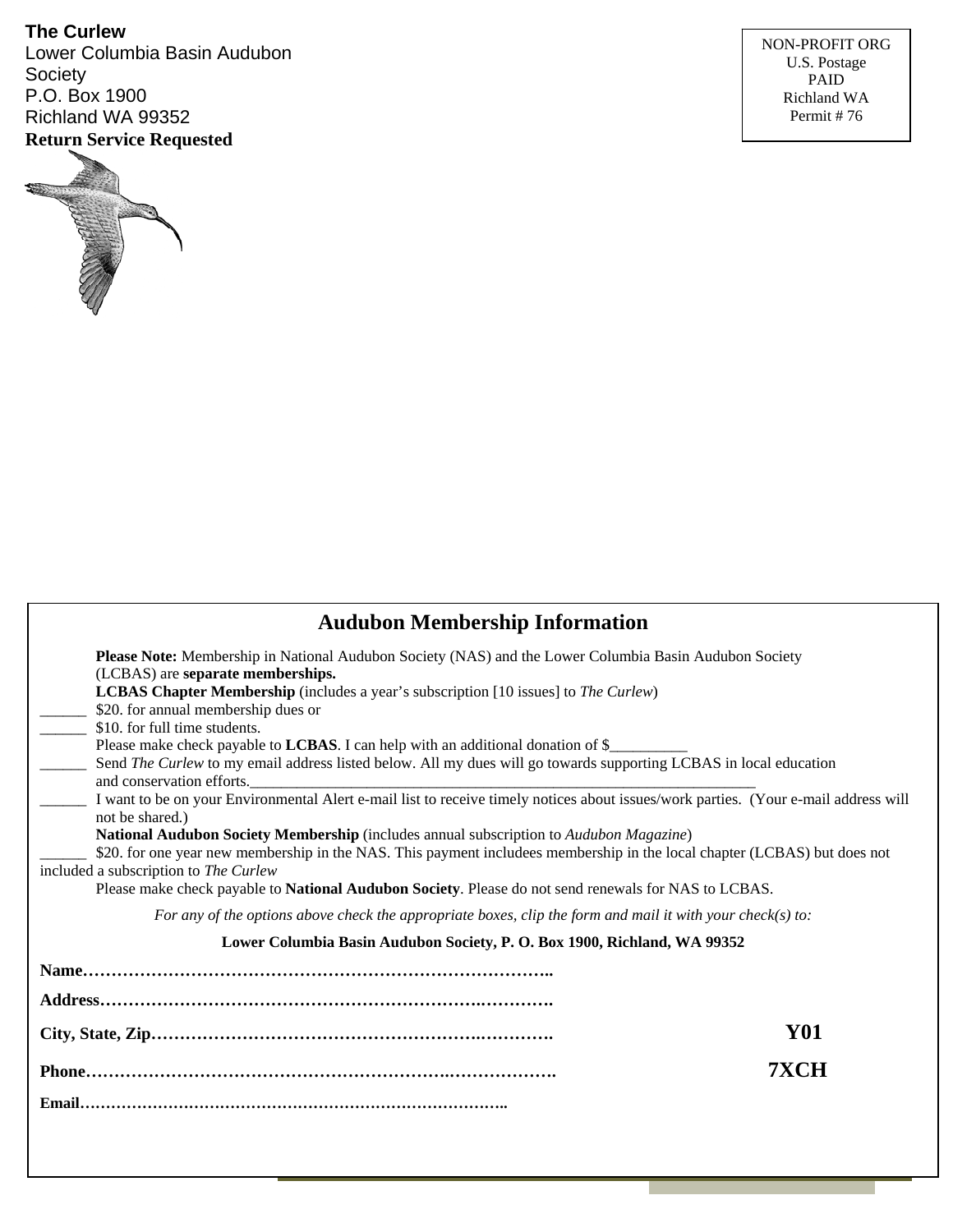**The Curlew**
Lower Columbia Basin Audubon Society
P.O. Box 1900
Richland WA 99352
**Return Service Requested**

NON-PROFIT ORG
U.S. Postage
PAID
Richland WA
Permit # 76

## Audubon Membership Information

**Please Note:** Membership in National Audubon Society (NAS) and the Lower Columbia Basin Audubon Society (LCBAS) are **separate memberships.**

**LCBAS Chapter Membership** (includes a year's subscription [10 issues] to *The Curlew*)

______ $20. for annual membership dues or

______ $10. for full time students.

Please make check payable to **LCBAS**. I can help with an additional donation of $__________

______ Send *The Curlew* to my email address listed below. All my dues will go towards supporting LCBAS in local education and conservation efforts.______________________________________________________________________

______ I want to be on your Environmental Alert e-mail list to receive timely notices about issues/work parties. (Your e-mail address will not be shared.)

**National Audubon Society Membership** (includes annual subscription to *Audubon Magazine*)

______ $20. for one year new membership in the NAS. This payment includees membership in the local chapter (LCBAS) but does not included a subscription to *The Curlew*

Please make check payable to **National Audubon Society**. Please do not send renewals for NAS to LCBAS.

*For any of the options above check the appropriate boxes, clip the form and mail it with your check(s) to:*

**Lower Columbia Basin Audubon Society, P. O. Box 1900, Richland, WA 99352**

**Name……………………………………………………………………..**

**Address…………………………………………………………………….**

**City, State, Zip………………………………………………………….**

**Phone…………………………………………………………………….**

**Email……………………………………………………………………..**

**Y01**

**7XCH**